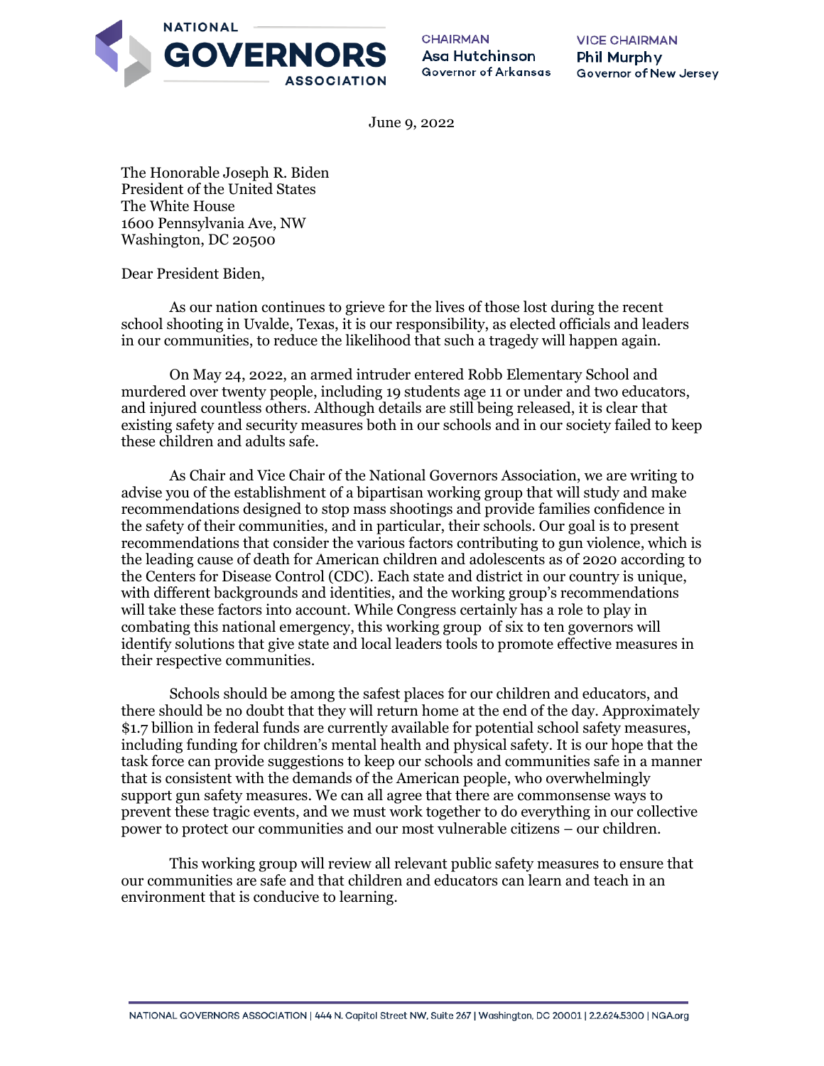NATIONAL GOVERNORS ASSOCIATION

**CHAIRMAN**
**Asa Hutchinson**
Governor of Arkansas

**VICE CHAIRMAN**
**Phil Murphy**
Governor of New Jersey

June 9, 2022

The Honorable Joseph R. Biden
President of the United States
The White House
1600 Pennsylvania Ave, NW
Washington, DC 20500

Dear President Biden,

As our nation continues to grieve for the lives of those lost during the recent school shooting in Uvalde, Texas, it is our responsibility, as elected officials and leaders in our communities, to reduce the likelihood that such a tragedy will happen again.

On May 24, 2022, an armed intruder entered Robb Elementary School and murdered over twenty people, including 19 students age 11 or under and two educators, and injured countless others. Although details are still being released, it is clear that existing safety and security measures both in our schools and in our society failed to keep these children and adults safe.

As Chair and Vice Chair of the National Governors Association, we are writing to advise you of the establishment of a bipartisan working group that will study and make recommendations designed to stop mass shootings and provide families confidence in the safety of their communities, and in particular, their schools. Our goal is to present recommendations that consider the various factors contributing to gun violence, which is the leading cause of death for American children and adolescents as of 2020 according to the Centers for Disease Control (CDC). Each state and district in our country is unique, with different backgrounds and identities, and the working group's recommendations will take these factors into account. While Congress certainly has a role to play in combating this national emergency, this working group of six to ten governors will identify solutions that give state and local leaders tools to promote effective measures in their respective communities.

Schools should be among the safest places for our children and educators, and there should be no doubt that they will return home at the end of the day. Approximately $1.7 billion in federal funds are currently available for potential school safety measures, including funding for children's mental health and physical safety. It is our hope that the task force can provide suggestions to keep our schools and communities safe in a manner that is consistent with the demands of the American people, who overwhelmingly support gun safety measures. We can all agree that there are commonsense ways to prevent these tragic events, and we must work together to do everything in our collective power to protect our communities and our most vulnerable citizens – our children.

This working group will review all relevant public safety measures to ensure that our communities are safe and that children and educators can learn and teach in an environment that is conducive to learning.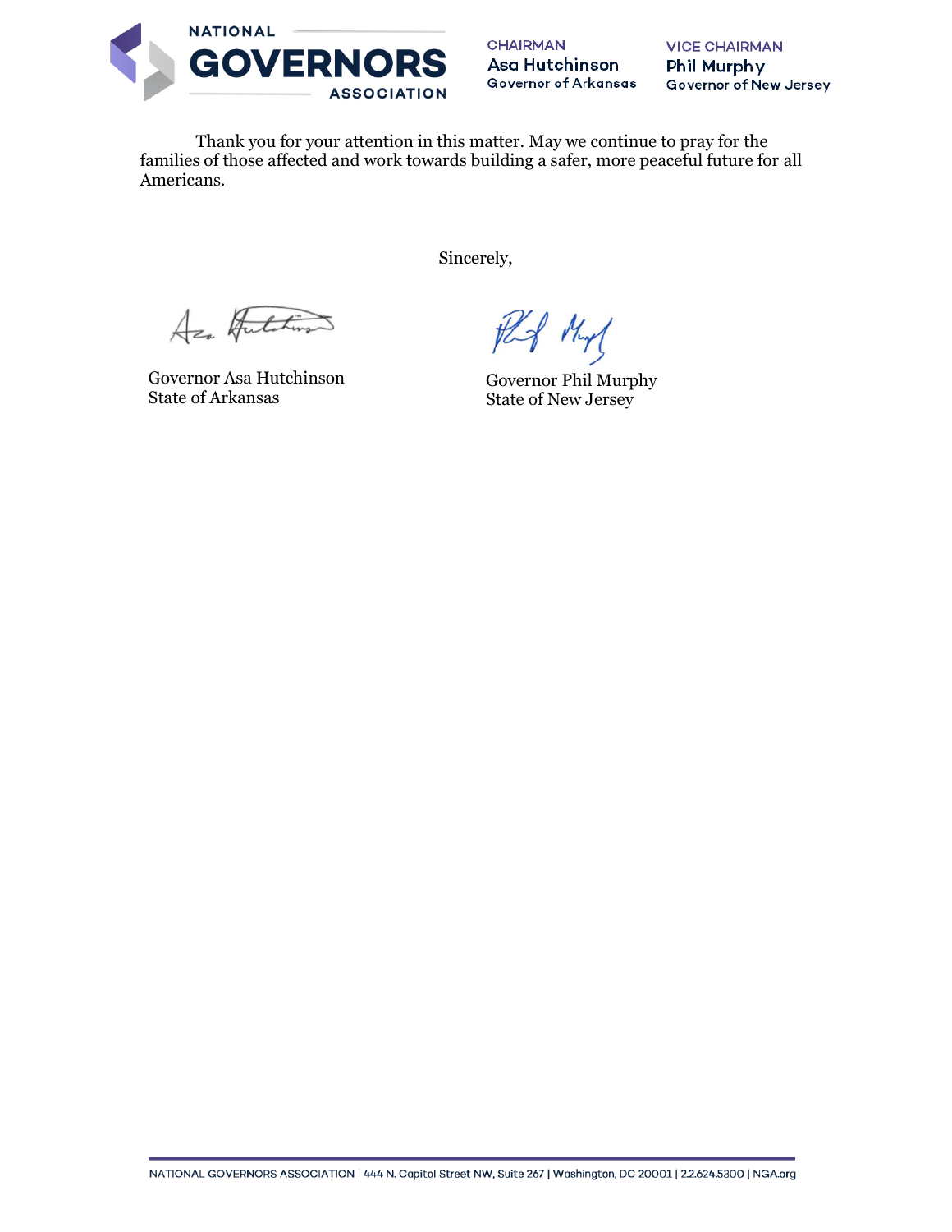Thank you for your attention in this matter. May we continue to pray for the families of those affected and work towards building a safer, more peaceful future for all Americans.

Sincerely,

Governor Asa Hutchinson
State of Arkansas

Governor Phil Murphy
State of New Jersey